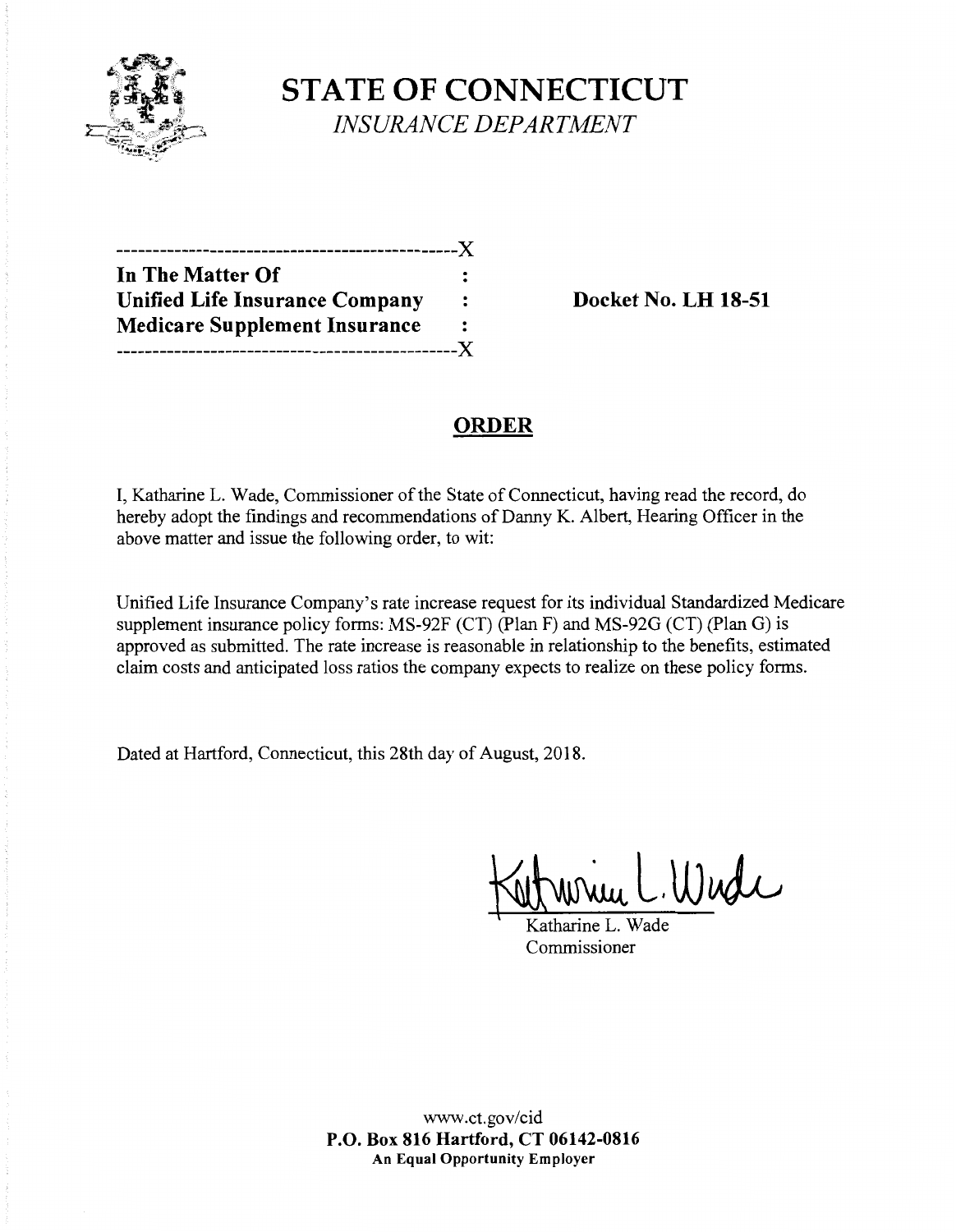# STATE OF CONNECTICUT

*INSURANCE DEPARTMENT*

---------------------------------------------X

**In The Matter Of** :

**Unified Life Insurance Company** : **Docket No. LH 18-51**

**Medicare Supplement Insurance** :

---------------------------------------------X

## ORDER

I, Katharine L. Wade, Commissioner of the State of Connecticut, having read the record, do hereby adopt the findings and recommendations of Danny K. Albert, Hearing Officer in the above matter and issue the following order, to wit:

Unified Life Insurance Company's rate increase request for its individual Standardized Medicare supplement insurance policy forms: MS-92F (CT) (Plan F) and MS-92G (CT) (Plan G) is approved as submitted. The rate increase is reasonable in relationship to the benefits, estimated claim costs and anticipated loss ratios the company expects to realize on these policy forms.

Dated at Hartford, Connecticut, this 28th day of August, 2018.

Katharine L. Wade

Commissioner

www.ct.gov/cid

**P.O. Box 816 Hartford, CT 06142-0816**

**An Equal Opportunity Employer**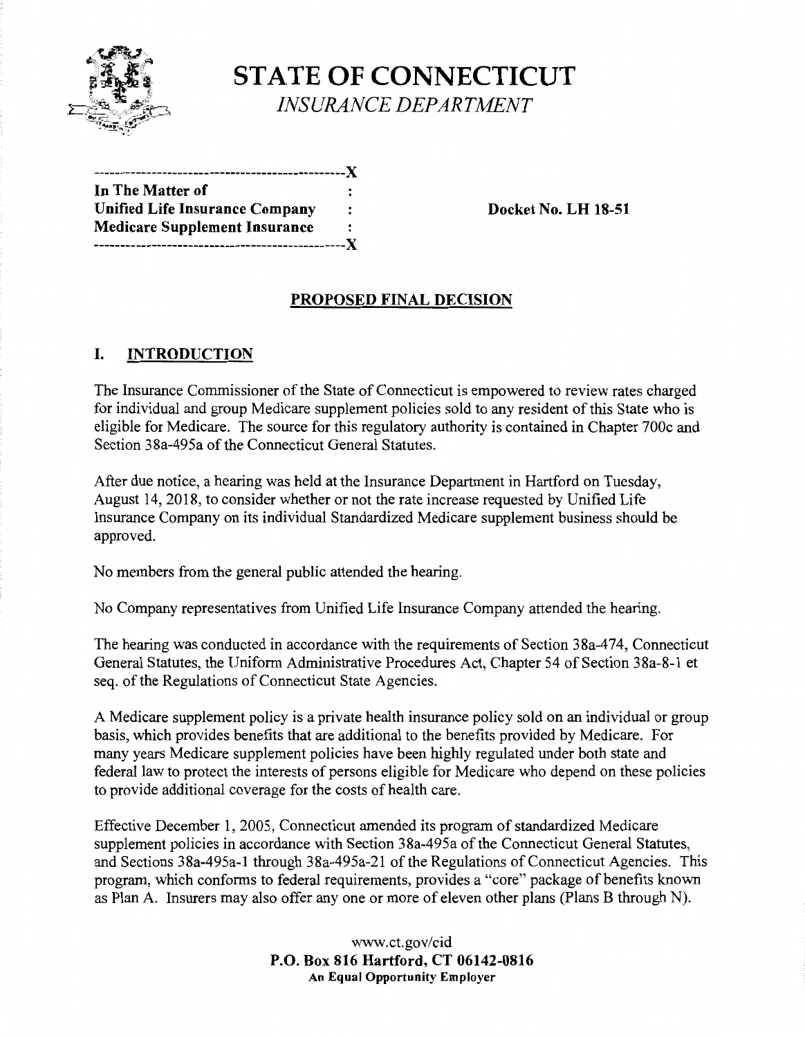# STATE OF CONNECTICUT

*INSURANCE DEPARTMENT*

```
-----------------------------------------------X
In The Matter of                               :
Unified Life Insurance Company                 :
Medicare Supplement Insurance                  :
-----------------------------------------------X
```

**Docket No. LH 18-51**

## PROPOSED FINAL DECISION

## I. INTRODUCTION

The Insurance Commissioner of the State of Connecticut is empowered to review rates charged for individual and group Medicare supplement policies sold to any resident of this State who is eligible for Medicare. The source for this regulatory authority is contained in Chapter 700c and Section 38a-495a of the Connecticut General Statutes.

After due notice, a hearing was held at the Insurance Department in Hartford on Tuesday, August 14, 2018, to consider whether or not the rate increase requested by Unified Life Insurance Company on its individual Standardized Medicare supplement business should be approved.

No members from the general public attended the hearing.

No Company representatives from Unified Life Insurance Company attended the hearing.

The hearing was conducted in accordance with the requirements of Section 38a-474, Connecticut General Statutes, the Uniform Administrative Procedures Act, Chapter 54 of Section 38a-8-1 et seq. of the Regulations of Connecticut State Agencies.

A Medicare supplement policy is a private health insurance policy sold on an individual or group basis, which provides benefits that are additional to the benefits provided by Medicare. For many years Medicare supplement policies have been highly regulated under both state and federal law to protect the interests of persons eligible for Medicare who depend on these policies to provide additional coverage for the costs of health care.

Effective December 1, 2005, Connecticut amended its program of standardized Medicare supplement policies in accordance with Section 38a-495a of the Connecticut General Statutes, and Sections 38a-495a-1 through 38a-495a-21 of the Regulations of Connecticut Agencies. This program, which conforms to federal requirements, provides a "core" package of benefits known as Plan A. Insurers may also offer any one or more of eleven other plans (Plans B through N).

www.ct.gov/cid
**P.O. Box 816 Hartford, CT 06142-0816**
**An Equal Opportunity Employer**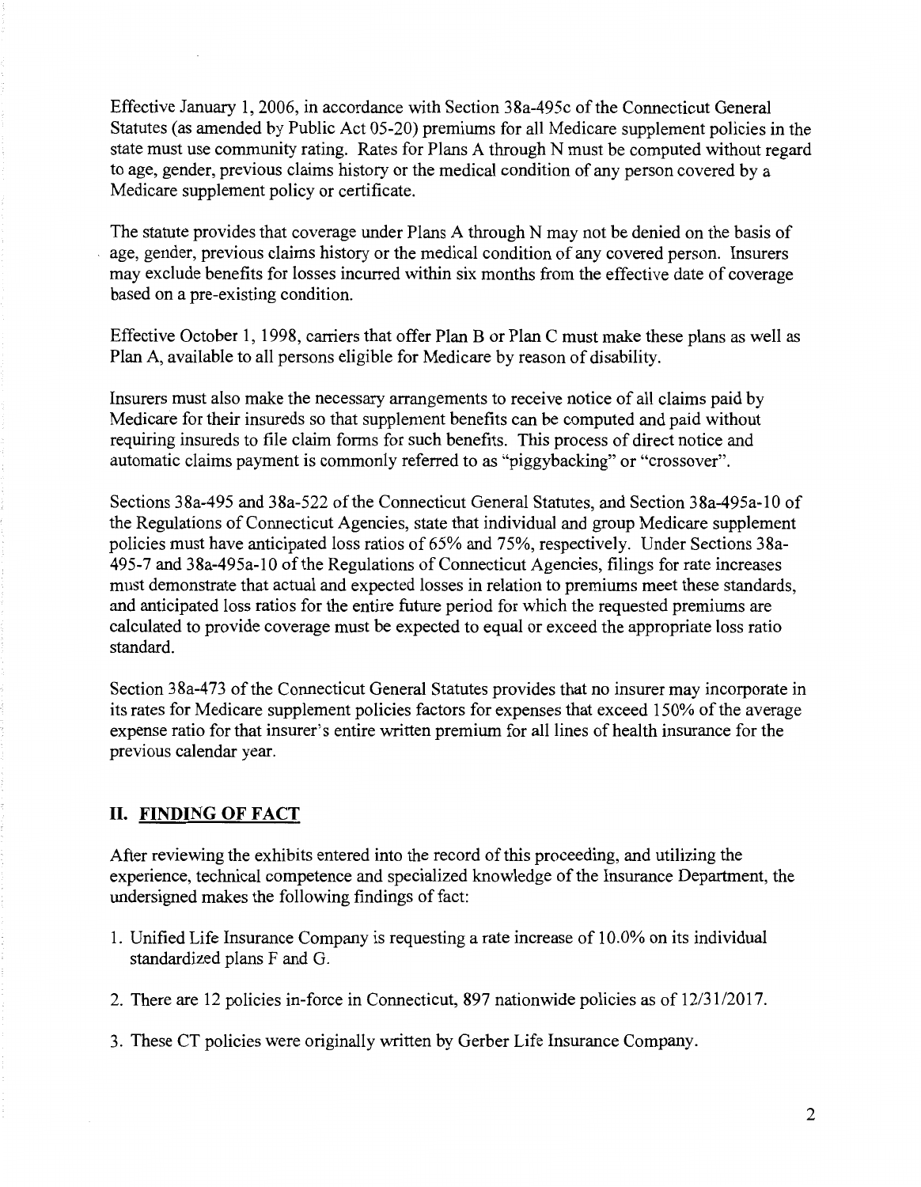Effective January 1, 2006, in accordance with Section 38a-495c of the Connecticut General Statutes (as amended by Public Act 05-20) premiums for all Medicare supplement policies in the state must use community rating. Rates for Plans A through N must be computed without regard to age, gender, previous claims history or the medical condition of any person covered by a Medicare supplement policy or certificate.

The statute provides that coverage under Plans A through N may not be denied on the basis of age, gender, previous claims history or the medical condition of any covered person. Insurers may exclude benefits for losses incurred within six months from the effective date of coverage based on a pre-existing condition.

Effective October 1, 1998, carriers that offer Plan B or Plan C must make these plans as well as Plan A, available to all persons eligible for Medicare by reason of disability.

Insurers must also make the necessary arrangements to receive notice of all claims paid by Medicare for their insureds so that supplement benefits can be computed and paid without requiring insureds to file claim forms for such benefits. This process of direct notice and automatic claims payment is commonly referred to as "piggybacking" or "crossover".

Sections 38a-495 and 38a-522 of the Connecticut General Statutes, and Section 38a-495a-10 of the Regulations of Connecticut Agencies, state that individual and group Medicare supplement policies must have anticipated loss ratios of 65% and 75%, respectively. Under Sections 38a-495-7 and 38a-495a-10 of the Regulations of Connecticut Agencies, filings for rate increases must demonstrate that actual and expected losses in relation to premiums meet these standards, and anticipated loss ratios for the entire future period for which the requested premiums are calculated to provide coverage must be expected to equal or exceed the appropriate loss ratio standard.

Section 38a-473 of the Connecticut General Statutes provides that no insurer may incorporate in its rates for Medicare supplement policies factors for expenses that exceed 150% of the average expense ratio for that insurer's entire written premium for all lines of health insurance for the previous calendar year.

## II. FINDING OF FACT

After reviewing the exhibits entered into the record of this proceeding, and utilizing the experience, technical competence and specialized knowledge of the Insurance Department, the undersigned makes the following findings of fact:

1. Unified Life Insurance Company is requesting a rate increase of 10.0% on its individual standardized plans F and G.
2. There are 12 policies in-force in Connecticut, 897 nationwide policies as of 12/31/2017.
3. These CT policies were originally written by Gerber Life Insurance Company.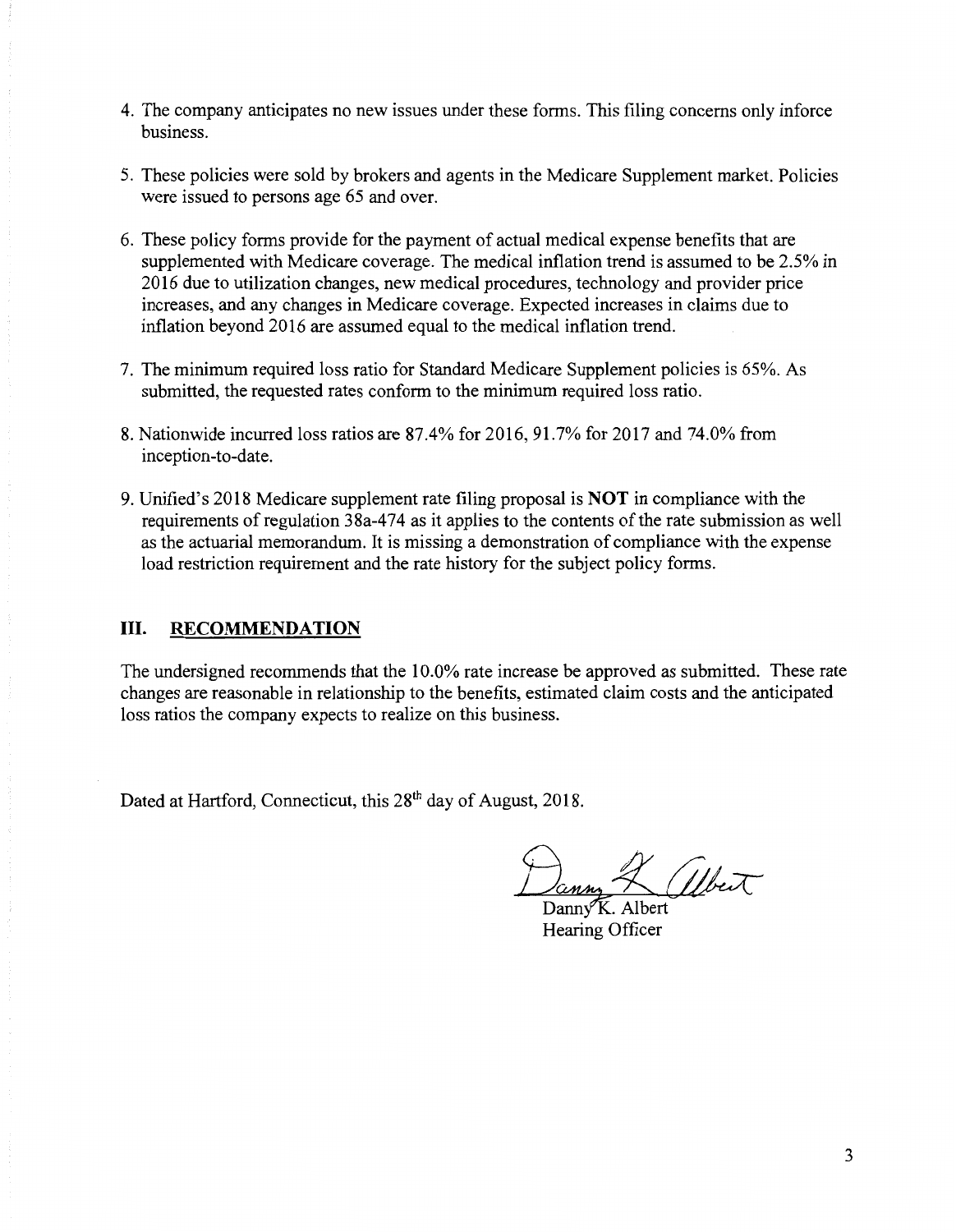4. The company anticipates no new issues under these forms. This filing concerns only inforce business.

5. These policies were sold by brokers and agents in the Medicare Supplement market. Policies were issued to persons age 65 and over.

6. These policy forms provide for the payment of actual medical expense benefits that are supplemented with Medicare coverage. The medical inflation trend is assumed to be 2.5% in 2016 due to utilization changes, new medical procedures, technology and provider price increases, and any changes in Medicare coverage. Expected increases in claims due to inflation beyond 2016 are assumed equal to the medical inflation trend.

7. The minimum required loss ratio for Standard Medicare Supplement policies is 65%. As submitted, the requested rates conform to the minimum required loss ratio.

8. Nationwide incurred loss ratios are 87.4% for 2016, 91.7% for 2017 and 74.0% from inception-to-date.

9. Unified's 2018 Medicare supplement rate filing proposal is **NOT** in compliance with the requirements of regulation 38a-474 as it applies to the contents of the rate submission as well as the actuarial memorandum. It is missing a demonstration of compliance with the expense load restriction requirement and the rate history for the subject policy forms.

## III. RECOMMENDATION

The undersigned recommends that the 10.0% rate increase be approved as submitted. These rate changes are reasonable in relationship to the benefits, estimated claim costs and the anticipated loss ratios the company expects to realize on this business.

Dated at Hartford, Connecticut, this 28th day of August, 2018.

Danny K. Albert
Hearing Officer